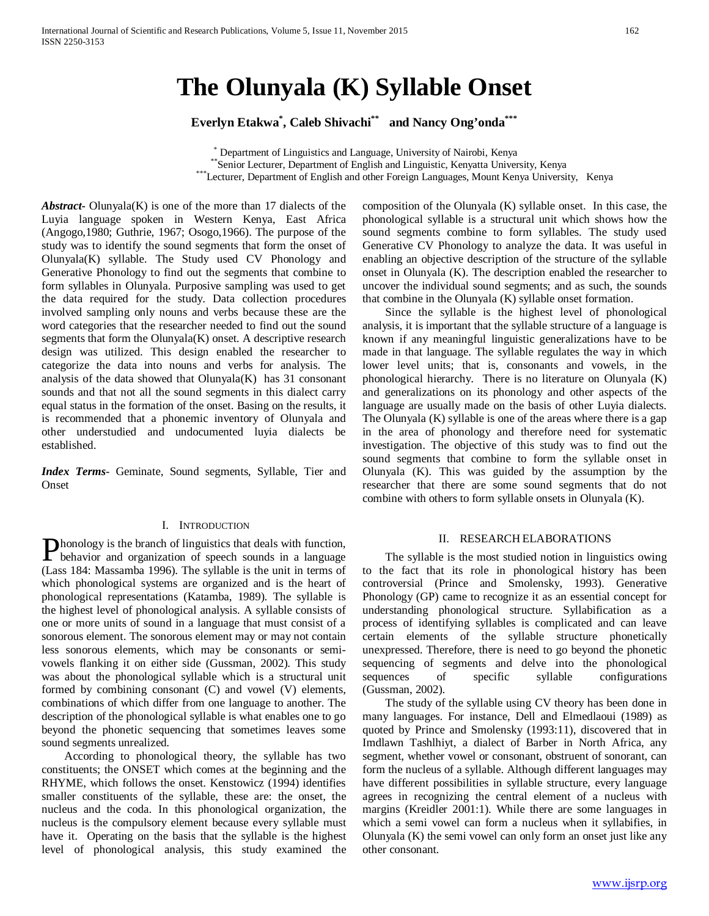# The Olunyala (K) Syllable Onset

**Everlyn Etakwa[*], Caleb Shivachi[**] and Nancy Ong'onda[***]**

[*] Department of Linguistics and Language, University of Nairobi, Kenya
[**] Senior Lecturer, Department of English and Linguistic, Kenyatta University, Kenya
[***] Lecturer, Department of English and other Foreign Languages, Mount Kenya University, Kenya

***Abstract-*** Olunyala(K) is one of the more than 17 dialects of the Luyia language spoken in Western Kenya, East Africa (Angogo,1980; Guthrie, 1967; Osogo,1966). The purpose of the study was to identify the sound segments that form the onset of Olunyala(K) syllable. The Study used CV Phonology and Generative Phonology to find out the segments that combine to form syllables in Olunyala. Purposive sampling was used to get the data required for the study. Data collection procedures involved sampling only nouns and verbs because these are the word categories that the researcher needed to find out the sound segments that form the Olunyala(K) onset. A descriptive research design was utilized. This design enabled the researcher to categorize the data into nouns and verbs for analysis. The analysis of the data showed that Olunyala(K) has 31 consonant sounds and that not all the sound segments in this dialect carry equal status in the formation of the onset. Basing on the results, it is recommended that a phonemic inventory of Olunyala and other understudied and undocumented luyia dialects be established.

***Index Terms-*** Geminate, Sound segments, Syllable, Tier and Onset

## I. Introduction

Phonology is the branch of linguistics that deals with function, behavior and organization of speech sounds in a language (Lass 184: Massamba 1996). The syllable is the unit in terms of which phonological systems are organized and is the heart of phonological representations (Katamba, 1989). The syllable is the highest level of phonological analysis. A syllable consists of one or more units of sound in a language that must consist of a sonorous element. The sonorous element may or may not contain less sonorous elements, which may be consonants or semi-vowels flanking it on either side (Gussman, 2002). This study was about the phonological syllable which is a structural unit formed by combining consonant (C) and vowel (V) elements, combinations of which differ from one language to another. The description of the phonological syllable is what enables one to go beyond the phonetic sequencing that sometimes leaves some sound segments unrealized.

According to phonological theory, the syllable has two constituents; the ONSET which comes at the beginning and the RHYME, which follows the onset. Kenstowicz (1994) identifies smaller constituents of the syllable, these are: the onset, the nucleus and the coda. In this phonological organization, the nucleus is the compulsory element because every syllable must have it. Operating on the basis that the syllable is the highest level of phonological analysis, this study examined the composition of the Olunyala (K) syllable onset. In this case, the phonological syllable is a structural unit which shows how the sound segments combine to form syllables. The study used Generative CV Phonology to analyze the data. It was useful in enabling an objective description of the structure of the syllable onset in Olunyala (K). The description enabled the researcher to uncover the individual sound segments; and as such, the sounds that combine in the Olunyala (K) syllable onset formation.

Since the syllable is the highest level of phonological analysis, it is important that the syllable structure of a language is known if any meaningful linguistic generalizations have to be made in that language. The syllable regulates the way in which lower level units; that is, consonants and vowels, in the phonological hierarchy. There is no literature on Olunyala (K) and generalizations on its phonology and other aspects of the language are usually made on the basis of other Luyia dialects. The Olunyala (K) syllable is one of the areas where there is a gap in the area of phonology and therefore need for systematic investigation. The objective of this study was to find out the sound segments that combine to form the syllable onset in Olunyala (K). This was guided by the assumption by the researcher that there are some sound segments that do not combine with others to form syllable onsets in Olunyala (K).

## II. Research Elaborations

The syllable is the most studied notion in linguistics owing to the fact that its role in phonological history has been controversial (Prince and Smolensky, 1993). Generative Phonology (GP) came to recognize it as an essential concept for understanding phonological structure. Syllabification as a process of identifying syllables is complicated and can leave certain elements of the syllable structure phonetically unexpressed. Therefore, there is need to go beyond the phonetic sequencing of segments and delve into the phonological sequences of specific syllable configurations (Gussman, 2002).

The study of the syllable using CV theory has been done in many languages. For instance, Dell and Elmedlaoui (1989) as quoted by Prince and Smolensky (1993:11), discovered that in Imdlawn Tashlhiyt, a dialect of Barber in North Africa, any segment, whether vowel or consonant, obstruent of sonorant, can form the nucleus of a syllable. Although different languages may have different possibilities in syllable structure, every language agrees in recognizing the central element of a nucleus with margins (Kreidler 2001:1). While there are some languages in which a semi vowel can form a nucleus when it syllabifies, in Olunyala (K) the semi vowel can only form an onset just like any other consonant.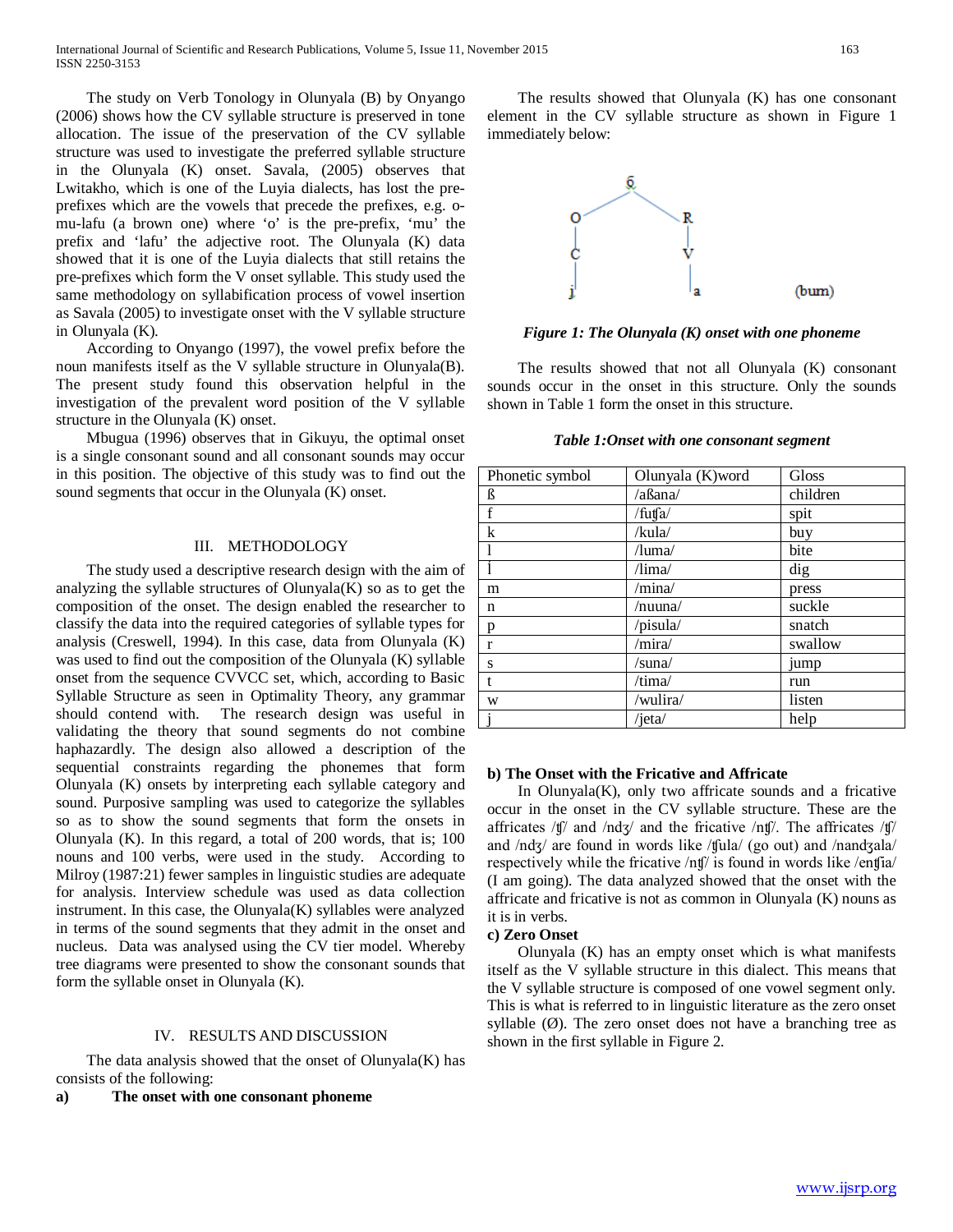The study on Verb Tonology in Olunyala (B) by Onyango (2006) shows how the CV syllable structure is preserved in tone allocation. The issue of the preservation of the CV syllable structure was used to investigate the preferred syllable structure in the Olunyala (K) onset. Savala, (2005) observes that Lwitakho, which is one of the Luyia dialects, has lost the pre-prefixes which are the vowels that precede the prefixes, e.g. o-mu-lafu (a brown one) where 'o' is the pre-prefix, 'mu' the prefix and 'lafu' the adjective root. The Olunyala (K) data showed that it is one of the Luyia dialects that still retains the pre-prefixes which form the V onset syllable. This study used the same methodology on syllabification process of vowel insertion as Savala (2005) to investigate onset with the V syllable structure in Olunyala (K).

According to Onyango (1997), the vowel prefix before the noun manifests itself as the V syllable structure in Olunyala(B). The present study found this observation helpful in the investigation of the prevalent word position of the V syllable structure in the Olunyala (K) onset.

Mbugua (1996) observes that in Gikuyu, the optimal onset is a single consonant sound and all consonant sounds may occur in this position. The objective of this study was to find out the sound segments that occur in the Olunyala (K) onset.

## III. METHODOLOGY

The study used a descriptive research design with the aim of analyzing the syllable structures of Olunyala(K) so as to get the composition of the onset. The design enabled the researcher to classify the data into the required categories of syllable types for analysis (Creswell, 1994). In this case, data from Olunyala (K) was used to find out the composition of the Olunyala (K) syllable onset from the sequence CVVCC set, which, according to Basic Syllable Structure as seen in Optimality Theory, any grammar should contend with. The research design was useful in validating the theory that sound segments do not combine haphazardly. The design also allowed a description of the sequential constraints regarding the phonemes that form Olunyala (K) onsets by interpreting each syllable category and sound. Purposive sampling was used to categorize the syllables so as to show the sound segments that form the onsets in Olunyala (K). In this regard, a total of 200 words, that is; 100 nouns and 100 verbs, were used in the study. According to Milroy (1987:21) fewer samples in linguistic studies are adequate for analysis. Interview schedule was used as data collection instrument. In this case, the Olunyala(K) syllables were analyzed in terms of the sound segments that they admit in the onset and nucleus. Data was analysed using the CV tier model. Whereby tree diagrams were presented to show the consonant sounds that form the syllable onset in Olunyala (K).

## IV. RESULTS AND DISCUSSION

The data analysis showed that the onset of Olunyala(K) has consists of the following:

**a) The onset with one consonant phoneme**

The results showed that Olunyala (K) has one consonant element in the CV syllable structure as shown in Figure 1 immediately below:

```
        б
       / \
      O   R
      |   |
      C   V
      |   |
      j   a        (bum)
```

*Figure 1: The Olunyala (K) onset with one phoneme*

The results showed that not all Olunyala (K) consonant sounds occur in the onset in this structure. Only the sounds shown in Table 1 form the onset in this structure.

*Table 1:Onset with one consonant segment*

| Phonetic symbol | Olunyala (K)word | Gloss |
|---|---|---|
| ß | /aßana/ | children |
| f | /futʃa/ | spit |
| k | /kula/ | buy |
| l | /luma/ | bite |
| l̩ | /lima/ | dig |
| m | /mina/ | press |
| n | /nuuna/ | suckle |
| p | /pisula/ | snatch |
| r | /mira/ | swallow |
| s | /suna/ | jump |
| t | /tima/ | run |
| w | /wulira/ | listen |
| j | /jeta/ | help |

**b) The Onset with the Fricative and Affricate**

In Olunyala(K), only two affricate sounds and a fricative occur in the onset in the CV syllable structure. These are the affricates /ʧ/ and /ndʒ/ and the fricative /nʧ/. The affricates /ʧ/ and /ndʒ/ are found in words like /ʧula/ (go out) and /nandʒala/ respectively while the fricative /nʧ/ is found in words like /enʧia/ (I am going). The data analyzed showed that the onset with the affricate and fricative is not as common in Olunyala (K) nouns as it is in verbs.

**c) Zero Onset**

Olunyala (K) has an empty onset which is what manifests itself as the V syllable structure in this dialect. This means that the V syllable structure is composed of one vowel segment only. This is what is referred to in linguistic literature as the zero onset syllable (Ø). The zero onset does not have a branching tree as shown in the first syllable in Figure 2.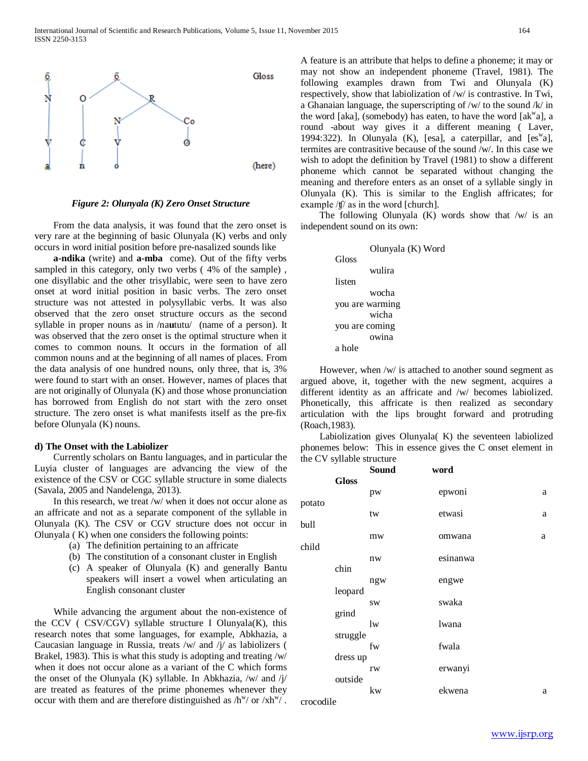Figure 2: Olunyala (K) Zero Onset Structure

From the data analysis, it was found that the zero onset is very rare at the beginning of basic Olunyala (K) verbs and only occurs in word initial position before pre-nasalized sounds like **a-ndika** (write) and **a-mba** come). Out of the fifty verbs sampled in this category, only two verbs ( 4% of the sample) , one disyllabic and the other trisyllabic, were seen to have zero onset at word initial position in basic verbs. The zero onset structure was not attested in polysyllabic verbs. It was also observed that the zero onset structure occurs as the second syllable in proper nouns as in /na**u**tutu/ (name of a person). It was observed that the zero onset is the optimal structure when it comes to common nouns. It occurs in the formation of all common nouns and at the beginning of all names of places. From the data analysis of one hundred nouns, only three, that is, 3% were found to start with an onset. However, names of places that are not originally of Olunyala (K) and those whose pronunciation has borrowed from English do not start with the zero onset structure. The zero onset is what manifests itself as the pre-fix before Olunyala (K) nouns.

#### d) The Onset with the Labiolizer

Currently scholars on Bantu languages, and in particular the Luyia cluster of languages are advancing the view of the existence of the CSV or CGC syllable structure in some dialects (Savala, 2005 and Nandelenga, 2013).

In this research, we treat /w/ when it does not occur alone as an affricate and not as a separate component of the syllable in Olunyala (K). The CSV or CGV structure does not occur in Olunyala ( K) when one considers the following points:

(a) The definition pertaining to an affricate
(b) The constitution of a consonant cluster in English
(c) A speaker of Olunyala (K) and generally Bantu speakers will insert a vowel when articulating an English consonant cluster

While advancing the argument about the non-existence of the CCV ( CSV/CGV) syllable structure I Olunyala(K), this research notes that some languages, for example, Abkhazia, a Caucasian language in Russia, treats /w/ and /j/ as labiolizers ( Brakel, 1983). This is what this study is adopting and treating /w/ when it does not occur alone as a variant of the C which forms the onset of the Olunyala (K) syllable. In Abkhazia, /w/ and /j/ are treated as features of the prime phonemes whenever they occur with them and are therefore distinguished as /h$^w$/ or /xh$^w$/ .

A feature is an attribute that helps to define a phoneme; it may or may not show an independent phoneme (Travel, 1981). The following examples drawn from Twi and Olunyala (K) respectively, show that labiolization of /w/ is contrastive. In Twi, a Ghanaian language, the superscripting of /w/ to the sound /k/ in the word [aka], (somebody) has eaten, to have the word [ak$^w$a], a round -about way gives it a different meaning ( Laver, 1994:322). In Olunyala (K), [esa], a caterpillar, and [es$^w$a], termites are contrasitive because of the sound /w/. In this case we wish to adopt the definition by Travel (1981) to show a different phoneme which cannot be separated without changing the meaning and therefore enters as an onset of a syllable singly in Olunyala (K). This is similar to the English affricates; for example /ʧ/ as in the word [church].

The following Olunyala (K) words show that /w/ is an independent sound on its own:

| Olunyala (K) Word | Gloss |
|---|---|
| wulira | listen |
| wocha | you are warming |
| wicha | you are coming |
| owina | a hole |

However, when /w/ is attached to another sound segment as argued above, it, together with the new segment, acquires a different identity as an affricate and /w/ becomes labiolized. Phonetically, this affricate is then realized as secondary articulation with the lips brought forward and protruding (Roach,1983).

Labiolization gives Olunyala( K) the seventeen labiolized phonemes below: This in essence gives the C onset element in the CV syllable structure

| Sound | word | Gloss |
|---|---|---|
| pw | epwoni | a potato |
| tw | etwasi | a bull |
| mw | omwana | a child |
| nw | esinanwa | chin |
| ngw | engwe | leopard |
| sw | swaka | grind |
| lw | lwana | struggle |
| fw | fwala | dress up |
| rw | erwanyi | outside |
| kw | ekwena | a crocodile |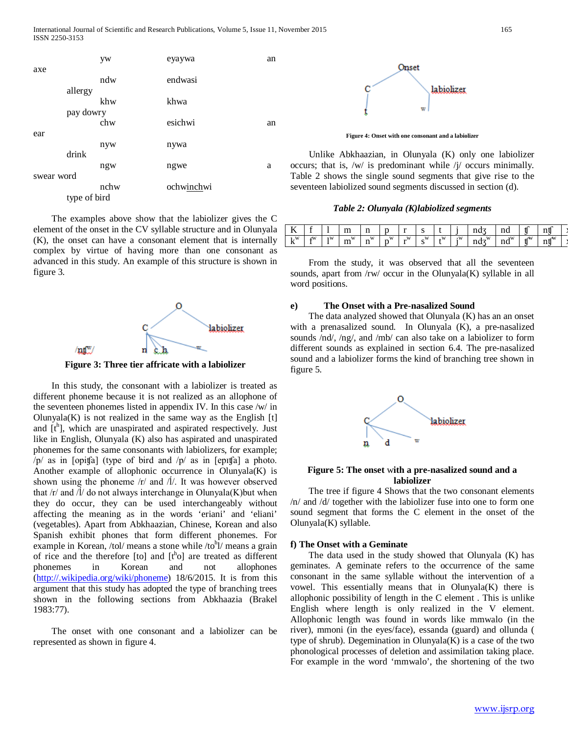| | | |
|---|---|---|
| yw | eyaywa | an axe |
| ndw | endwasi | allergy |
| khw | khwa | pay dowry |
| chw | esichwi | an ear |
| nyw | nywa | drink |
| ngw | ngwe | a swear word |
| nchw | ochwinchwi | type of bird |

The examples above show that the labiolizer gives the C element of the onset in the CV syllable structure and in Olunyala (K), the onset can have a consonant element that is internally complex by virtue of having more than one consonant as advanced in this study. An example of this structure is shown in figure 3.

/nʧʷ/

**Figure 3: Three tier affricate with a labiolizer**

In this study, the consonant with a labiolizer is treated as different phoneme because it is not realized as an allophone of the seventeen phonemes listed in appendix IV. In this case /w/ in Olunyala(K) is not realized in the same way as the English [t] and [tʰ], which are unaspirated and aspirated respectively. Just like in English, Olunyala (K) also has aspirated and unaspirated phonemes for the same consonants with labiolizers, for example; /p/ as in [opiʧa] (type of bird and /p/ as in [epɪʧa] a photo. Another example of allophonic occurrence in Olunyala(K) is shown using the phoneme /r/ and /l/. It was however observed that /r/ and /l/ do not always interchange in Olunyala(K)but when they do occur, they can be used interchangeably without affecting the meaning as in the words 'eriani' and 'eliani' (vegetables). Apart from Abkhaazian, Chinese, Korean and also Spanish exhibit phones that form different phonemes. For example in Korean, /tol/ means a stone while /tʰl/ means a grain of rice and the therefore [to] and [tʰo] are treated as different phonemes in Korean and not allophones (http://.wikipedia.org/wiki/phoneme) 18/6/2015. It is from this argument that this study has adopted the type of branching trees shown in the following sections from Abkhaazia (Brakel 1983:77).

The onset with one consonant and a labiolizer can be represented as shown in figure 4.

**Figure 4: Onset with one consonant and a labiolizer**

Unlike Abkhaazian, in Olunyala (K) only one labiolizer occurs; that is, /w/ is predominant while /j/ occurs minimally. Table 2 shows the single sound segments that give rise to the seventeen labiolized sound segments discussed in section (d).

***Table 2: Olunyala (K)labiolized segments***

| K | f | l | m | n | p | r | s | t | j | ndʒ | nd | ʧ | nʧ | x |
|---|---|---|---|---|---|---|---|---|---|---|---|---|---|---|
| kʷ | fʷ | lʷ | mʷ | nʷ | pʷ | rʷ | sʷ | tʷ | jʷ | ndʒʷ | ndʷ | ʧʷ | nʧʷ | x |

From the study, it was observed that all the seventeen sounds, apart from /rw/ occur in the Olunyala(K) syllable in all word positions.

**e) The Onset with a Pre-nasalized Sound**

The data analyzed showed that Olunyala (K) has an an onset with a prenasalized sound. In Olunyala (K), a pre-nasalized sounds /nd/, /ng/, and /mb/ can also take on a labiolizer to form different sounds as explained in section 6.4. The pre-nasalized sound and a labiolizer forms the kind of branching tree shown in figure 5.

**Figure 5: The onset with a pre-nasalized sound and a labiolizer**

The tree if figure 4 Shows that the two consonant elements /n/ and /d/ together with the labiolizer fuse into one to form one sound segment that forms the C element in the onset of the Olunyala(K) syllable.

**f) The Onset with a Geminate**

The data used in the study showed that Olunyala (K) has geminates. A geminate refers to the occurrence of the same consonant in the same syllable without the intervention of a vowel. This essentially means that in Olunyala(K) there is allophonic possibility of length in the C element . This is unlike English where length is only realized in the V element. Allophonic length was found in words like mmwalo (in the river), mmoni (in the eyes/face), essanda (guard) and ollunda ( type of shrub). Degemination in Olunyala(K) is a case of the two phonological processes of deletion and assimilation taking place. For example in the word 'mmwalo', the shortening of the two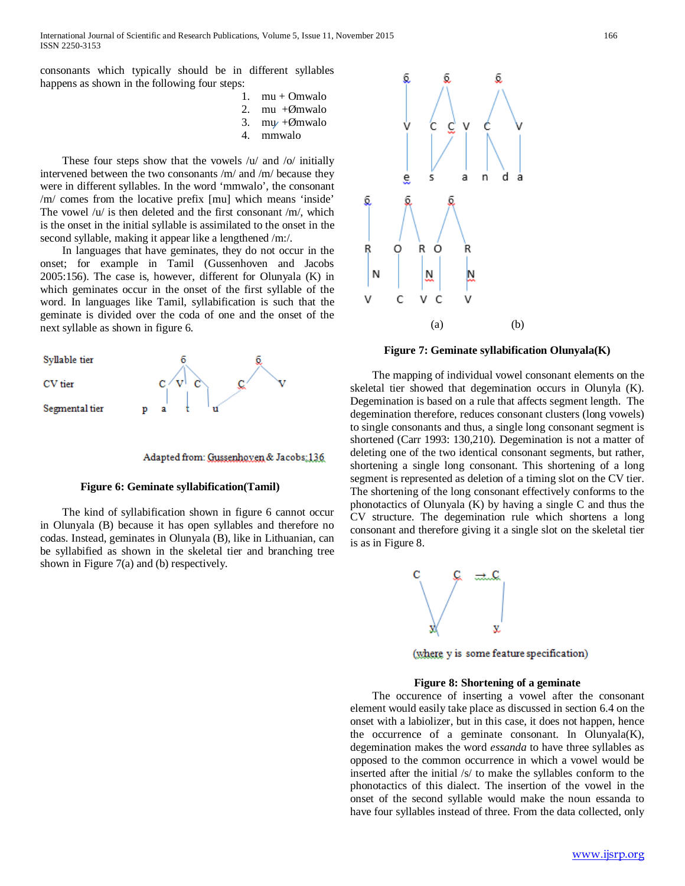consonants which typically should be in different syllables happens as shown in the following four steps:

1. mu + Omwalo
2. mu +Ømwalo
3. mu̸ +Ømwalo
4. mmwalo

These four steps show that the vowels /u/ and /o/ initially intervened between the two consonants /m/ and /m/ because they were in different syllables. In the word 'mmwalo', the consonant /m/ comes from the locative prefix [mu] which means 'inside' The vowel /u/ is then deleted and the first consonant /m/, which is the onset in the initial syllable is assimilated to the onset in the second syllable, making it appear like a lengthened /m:/.

In languages that have geminates, they do not occur in the onset; for example in Tamil (Gussenhoven and Jacobs 2005:156). The case is, however, different for Olunyala (K) in which geminates occur in the onset of the first syllable of the word. In languages like Tamil, syllabification is such that the geminate is divided over the coda of one and the onset of the next syllable as shown in figure 6.

Syllable tier

CV tier

Segmental tier

Adapted from: Gussenhoven & Jacobs: 136

**Figure 6: Geminate syllabification(Tamil)**

The kind of syllabification shown in figure 6 cannot occur in Olunyala (B) because it has open syllables and therefore no codas. Instead, geminates in Olunyala (B), like in Lithuanian, can be syllabified as shown in the skeletal tier and branching tree shown in Figure 7(a) and (b) respectively.

(a) (b)

**Figure 7: Geminate syllabification Olunyala(K)**

The mapping of individual vowel consonant elements on the skeletal tier showed that degemination occurs in Olunyla (K). Degemination is based on a rule that affects segment length. The degemination therefore, reduces consonant clusters (long vowels) to single consonants and thus, a single long consonant segment is shortened (Carr 1993: 130,210). Degemination is not a matter of deleting one of the two identical consonant segments, but rather, shortening a single long consonant. This shortening of a long segment is represented as deletion of a timing slot on the CV tier. The shortening of the long consonant effectively conforms to the phonotactics of Olunyala (K) by having a single C and thus the CV structure. The degemination rule which shortens a long consonant and therefore giving it a single slot on the skeletal tier is as in Figure 8.

(where y is some feature specification)

**Figure 8: Shortening of a geminate**

The occurence of inserting a vowel after the consonant element would easily take place as discussed in section 6.4 on the onset with a labiolizer, but in this case, it does not happen, hence the occurrence of a geminate consonant. In Olunyala(K), degemination makes the word *essanda* to have three syllables as opposed to the common occurrence in which a vowel would be inserted after the initial /s/ to make the syllables conform to the phonotactics of this dialect. The insertion of the vowel in the onset of the second syllable would make the noun essanda to have four syllables instead of three. From the data collected, only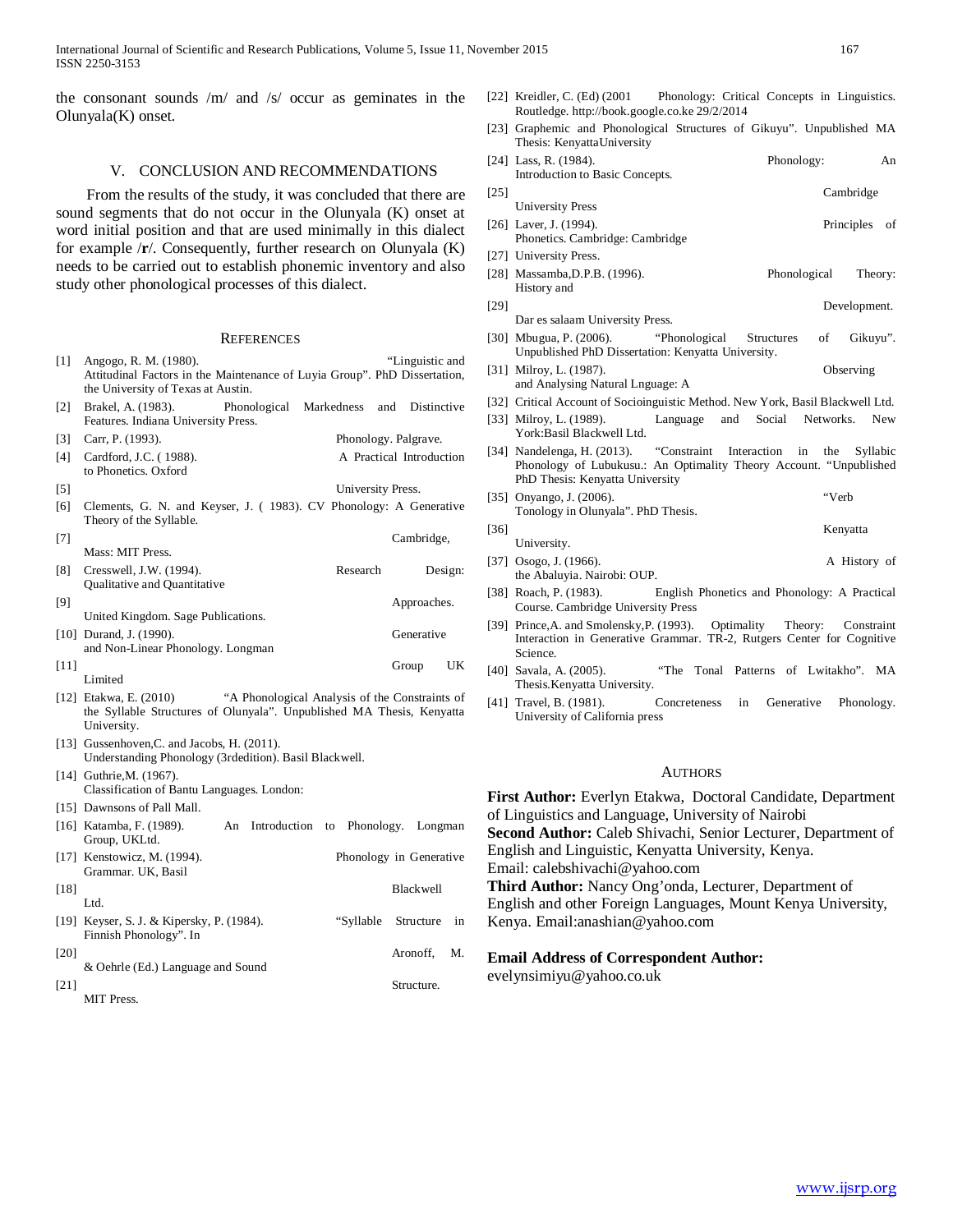the consonant sounds /m/ and /s/ occur as geminates in the Olunyala(K) onset.

## V. Conclusion and Recommendations

From the results of the study, it was concluded that there are sound segments that do not occur in the Olunyala (K) onset at word initial position and that are used minimally in this dialect for example /**r**/. Consequently, further research on Olunyala (K) needs to be carried out to establish phonemic inventory and also study other phonological processes of this dialect.

## References

[1] Angogo, R. M. (1980). "Linguistic and Attitudinal Factors in the Maintenance of Luyia Group". PhD Dissertation, the University of Texas at Austin.

[2] Brakel, A. (1983). Phonological Markedness and Distinctive Features. Indiana University Press.

[3] Carr, P. (1993). Phonology. Palgrave.

[4] Cardford, J.C. ( 1988). A Practical Introduction to Phonetics. Oxford

[5] University Press.

[6] Clements, G. N. and Keyser, J. ( 1983). CV Phonology: A Generative Theory of the Syllable.

[7] Cambridge, Mass: MIT Press.

[8] Cresswell, J.W. (1994). Research Design: Qualitative and Quantitative

[9] Approaches. United Kingdom. Sage Publications.

[10] Durand, J. (1990). Generative and Non-Linear Phonology. Longman

[11] Group UK Limited

[12] Etakwa, E. (2010) "A Phonological Analysis of the Constraints of the Syllable Structures of Olunyala". Unpublished MA Thesis, Kenyatta University.

[13] Gussenhoven,C. and Jacobs, H. (2011). Understanding Phonology (3rdedition). Basil Blackwell.

[14] Guthrie,M. (1967). Classification of Bantu Languages. London:

[15] Dawnsons of Pall Mall.

[16] Katamba, F. (1989). An Introduction to Phonology. Longman Group, UKLtd.

[17] Kenstowicz, M. (1994). Phonology in Generative Grammar. UK, Basil

[18] Blackwell Ltd.

[19] Keyser, S. J. & Kipersky, P. (1984). "Syllable Structure in Finnish Phonology". In

[20] Aronoff, M. & Oehrle (Ed.) Language and Sound

[21] Structure. MIT Press.

[22] Kreidler, C. (Ed) (2001 Phonology: Critical Concepts in Linguistics. Routledge. http://book.google.co.ke 29/2/2014

[23] Graphemic and Phonological Structures of Gikuyu". Unpublished MA Thesis: KenyattaUniversity

[24] Lass, R. (1984). Phonology: An Introduction to Basic Concepts.

[25] Cambridge University Press

[26] Laver, J. (1994). Principles of Phonetics. Cambridge: Cambridge

[27] University Press.

[28] Massamba,D.P.B. (1996). Phonological Theory: History and

[29] Development. Dar es salaam University Press.

[30] Mbugua, P. (2006). "Phonological Structures of Gikuyu". Unpublished PhD Dissertation: Kenyatta University.

[31] Milroy, L. (1987). Observing and Analysing Natural Lnguage: A

[32] Critical Account of Socioinguistic Method. New York, Basil Blackwell Ltd.

[33] Milroy, L. (1989). Language and Social Networks. New York:Basil Blackwell Ltd.

[34] Nandelenga, H. (2013). "Constraint Interaction in the Syllabic Phonology of Lubukusu.: An Optimality Theory Account. "Unpublished PhD Thesis: Kenyatta University

[35] Onyango, J. (2006). "Verb Tonology in Olunyala". PhD Thesis.

[36] Kenyatta University.

[37] Osogo, J. (1966). A History of the Abaluyia. Nairobi: OUP.

[38] Roach, P. (1983). English Phonetics and Phonology: A Practical Course. Cambridge University Press

[39] Prince,A. and Smolensky,P. (1993). Optimality Theory: Constraint Interaction in Generative Grammar. TR-2, Rutgers Center for Cognitive Science.

[40] Savala, A. (2005). "The Tonal Patterns of Lwitakho". MA Thesis.Kenyatta University.

[41] Travel, B. (1981). Concreteness in Generative Phonology. University of California press

## Authors

**First Author:** Everlyn Etakwa, Doctoral Candidate, Department of Linguistics and Language, University of Nairobi

**Second Author:** Caleb Shivachi, Senior Lecturer, Department of English and Linguistic, Kenyatta University, Kenya. Email: calebshivachi@yahoo.com

**Third Author:** Nancy Ong'onda, Lecturer, Department of English and other Foreign Languages, Mount Kenya University, Kenya. Email:anashian@yahoo.com

**Email Address of Correspondent Author:**
evelynsimiyu@yahoo.co.uk